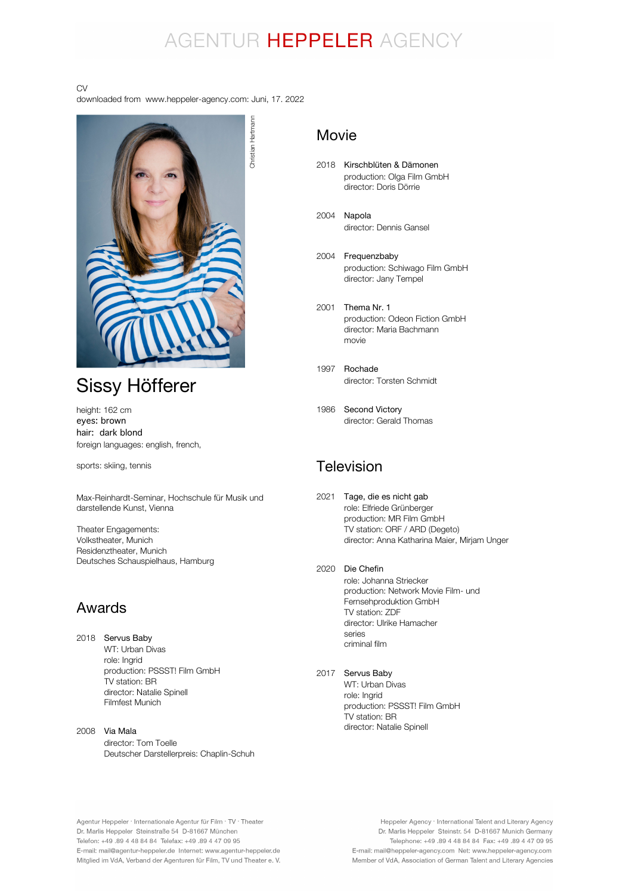AGENTUR HEPPELER AGENCY

CV
downloaded from www.heppeler-agency.com: Juni, 17. 2022

Christian Hartmann

# Sissy Höfferer

height: 162 cm
eyes: brown
hair: dark blond
foreign languages: english, french,

sports: skiing, tennis

Max-Reinhardt-Seminar, Hochschule für Musik und darstellende Kunst, Vienna

Theater Engagements:
Volkstheater, Munich
Residenztheater, Munich
Deutsches Schauspielhaus, Hamburg

## Awards

2018 Servus Baby
WT: Urban Divas
role: Ingrid
production: PSSST! Film GmbH
TV station: BR
director: Natalie Spinell
Filmfest Munich

2008 Via Mala
director: Tom Toelle
Deutscher Darstellerpreis: Chaplin-Schuh

## Movie

2018 Kirschblüten & Dämonen
production: Olga Film GmbH
director: Doris Dörrie

2004 Napola
director: Dennis Gansel

2004 Frequenzbaby
production: Schiwago Film GmbH
director: Jany Tempel

2001 Thema Nr. 1
production: Odeon Fiction GmbH
director: Maria Bachmann
movie

1997 Rochade
director: Torsten Schmidt

1986 Second Victory
director: Gerald Thomas

## Television

2021 Tage, die es nicht gab
role: Elfriede Grünberger
production: MR Film GmbH
TV station: ORF / ARD (Degeto)
director: Anna Katharina Maier, Mirjam Unger

2020 Die Chefin
role: Johanna Striecker
production: Network Movie Film- und Fernsehproduktion GmbH
TV station: ZDF
director: Ulrike Hamacher
series
criminal film

2017 Servus Baby
WT: Urban Divas
role: Ingrid
production: PSSST! Film GmbH
TV station: BR
director: Natalie Spinell

Agentur Heppeler · Internationale Agentur für Film · TV · Theater
Dr. Marlis Heppeler Steinstraße 54 D-81667 München
Telefon: +49 .89 4 48 84 84 Telefax: +49 .89 4 47 09 95
E-mail: mail@agentur-heppeler.de Internet: www.agentur-heppeler.de
Mitglied im VdA, Verband der Agenturen für Film, TV und Theater e. V.

Heppeler Agency · International Talent and Literary Agency
Dr. Marlis Heppeler Steinstr. 54 D-81667 Munich Germany
Telephone: +49 .89 4 48 84 84 Fax: +49 .89 4 47 09 95
E-mail: mail@heppeler-agency.com Net: www.heppeler-agency.com
Member of VdA, Association of German Talent and Literary Agencies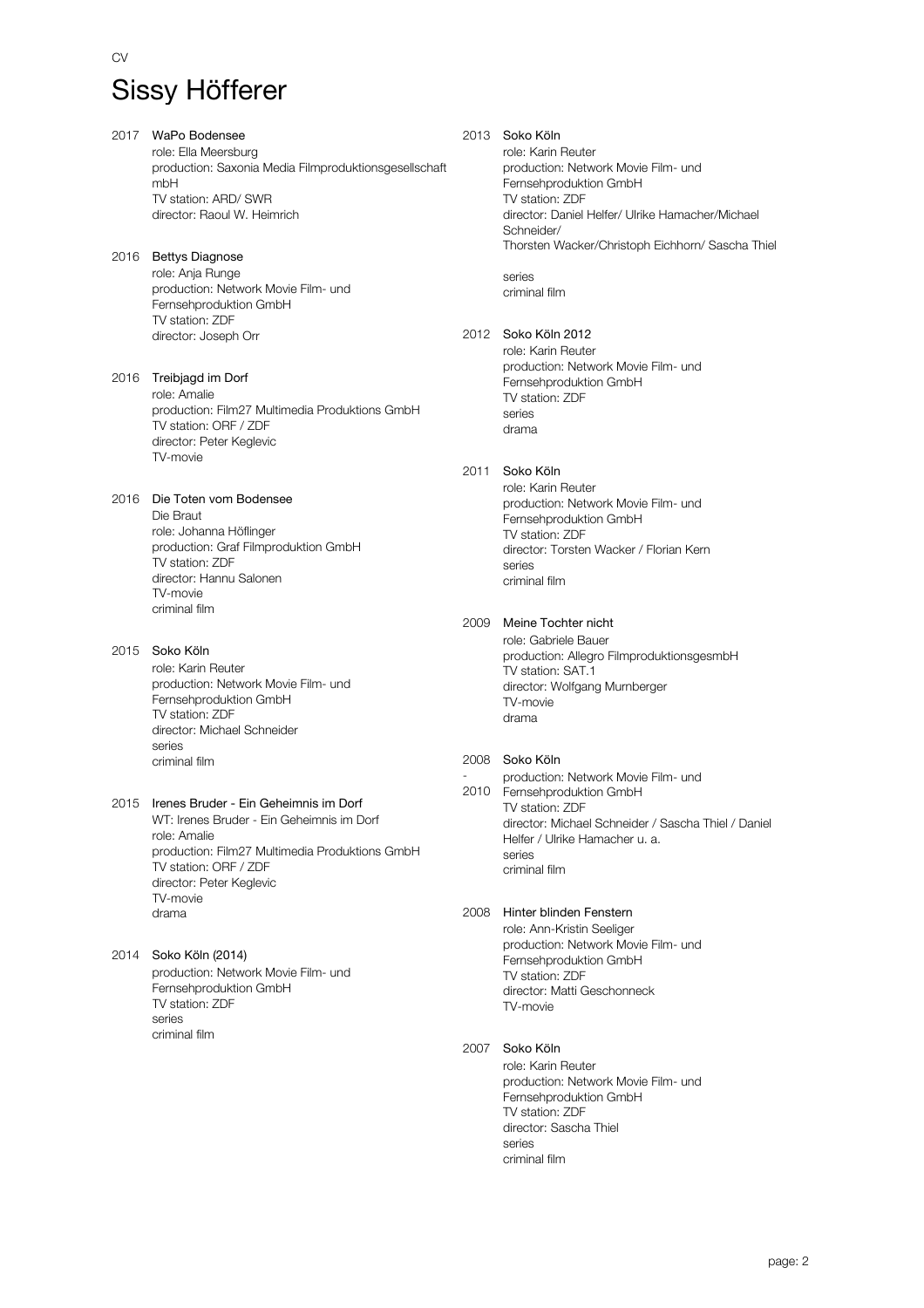CV

# Sissy Höfferer

**2017 WaPo Bodensee**
role: Ella Meersburg
production: Saxonia Media Filmproduktionsgesellschaft mbH
TV station: ARD/ SWR
director: Raoul W. Heimrich

**2016 Bettys Diagnose**
role: Anja Runge
production: Network Movie Film- und Fernsehproduktion GmbH
TV station: ZDF
director: Joseph Orr

**2016 Treibjagd im Dorf**
role: Amalie
production: Film27 Multimedia Produktions GmbH
TV station: ORF / ZDF
director: Peter Keglevic
TV-movie

**2016 Die Toten vom Bodensee**
Die Braut
role: Johanna Höflinger
production: Graf Filmproduktion GmbH
TV station: ZDF
director: Hannu Salonen
TV-movie
criminal film

**2015 Soko Köln**
role: Karin Reuter
production: Network Movie Film- und Fernsehproduktion GmbH
TV station: ZDF
director: Michael Schneider
series
criminal film

**2015 Irenes Bruder - Ein Geheimnis im Dorf**
WT: Irenes Bruder - Ein Geheimnis im Dorf
role: Amalie
production: Film27 Multimedia Produktions GmbH
TV station: ORF / ZDF
director: Peter Keglevic
TV-movie
drama

**2014 Soko Köln (2014)**
production: Network Movie Film- und Fernsehproduktion GmbH
TV station: ZDF
series
criminal film

**2013 Soko Köln**
role: Karin Reuter
production: Network Movie Film- und Fernsehproduktion GmbH
TV station: ZDF
director: Daniel Helfer/ Ulrike Hamacher/Michael Schneider/
Thorsten Wacker/Christoph Eichhorn/ Sascha Thiel

series
criminal film

**2012 Soko Köln 2012**
role: Karin Reuter
production: Network Movie Film- und Fernsehproduktion GmbH
TV station: ZDF
series
drama

**2011 Soko Köln**
role: Karin Reuter
production: Network Movie Film- und Fernsehproduktion GmbH
TV station: ZDF
director: Torsten Wacker / Florian Kern
series
criminal film

**2009 Meine Tochter nicht**
role: Gabriele Bauer
production: Allegro FilmproduktionsgesmbH
TV station: SAT.1
director: Wolfgang Murnberger
TV-movie
drama

**2008 - 2010 Soko Köln**
production: Network Movie Film- und Fernsehproduktion GmbH
TV station: ZDF
director: Michael Schneider / Sascha Thiel / Daniel Helfer / Ulrike Hamacher u. a.
series
criminal film

**2008 Hinter blinden Fenstern**
role: Ann-Kristin Seeliger
production: Network Movie Film- und Fernsehproduktion GmbH
TV station: ZDF
director: Matti Geschonneck
TV-movie

**2007 Soko Köln**
role: Karin Reuter
production: Network Movie Film- und Fernsehproduktion GmbH
TV station: ZDF
director: Sascha Thiel
series
criminal film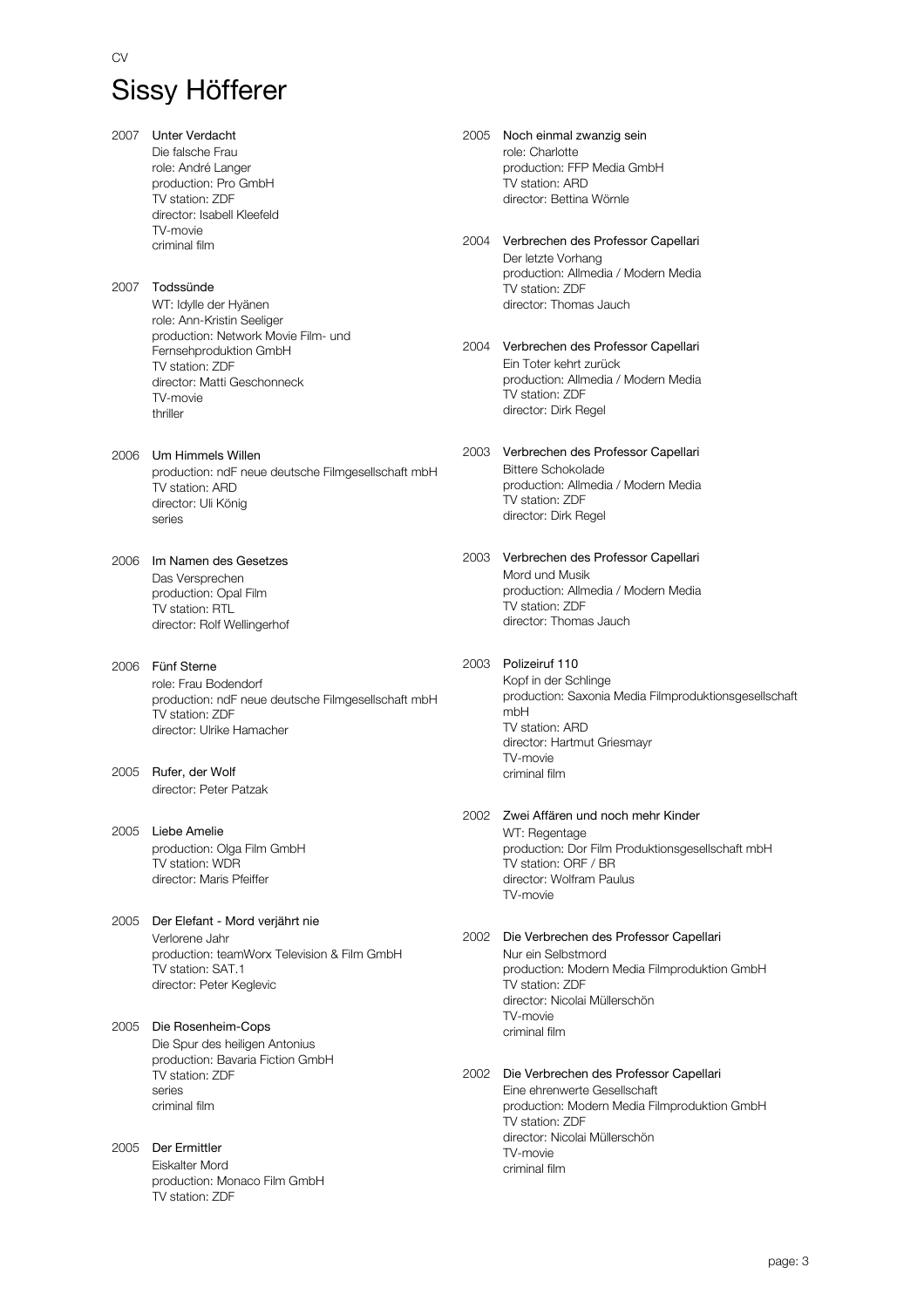CV

# Sissy Höfferer

2007 Unter Verdacht
Die falsche Frau
role: André Langer
production: Pro GmbH
TV station: ZDF
director: Isabell Kleefeld
TV-movie
criminal film

2007 Todssünde
WT: Idylle der Hyänen
role: Ann-Kristin Seeliger
production: Network Movie Film- und Fernsehproduktion GmbH
TV station: ZDF
director: Matti Geschonneck
TV-movie
thriller

2006 Um Himmels Willen
production: ndF neue deutsche Filmgesellschaft mbH
TV station: ARD
director: Uli König
series

2006 Im Namen des Gesetzes
Das Versprechen
production: Opal Film
TV station: RTL
director: Rolf Wellingerhof

2006 Fünf Sterne
role: Frau Bodendorf
production: ndF neue deutsche Filmgesellschaft mbH
TV station: ZDF
director: Ulrike Hamacher

2005 Rufer, der Wolf
director: Peter Patzak

2005 Liebe Amelie
production: Olga Film GmbH
TV station: WDR
director: Maris Pfeiffer

2005 Der Elefant - Mord verjährt nie
Verlorene Jahr
production: teamWorx Television & Film GmbH
TV station: SAT.1
director: Peter Keglevic

2005 Die Rosenheim-Cops
Die Spur des heiligen Antonius
production: Bavaria Fiction GmbH
TV station: ZDF
series
criminal film

2005 Der Ermittler
Eiskalter Mord
production: Monaco Film GmbH
TV station: ZDF

2005 Noch einmal zwanzig sein
role: Charlotte
production: FFP Media GmbH
TV station: ARD
director: Bettina Wörnle

2004 Verbrechen des Professor Capellari
Der letzte Vorhang
production: Allmedia / Modern Media
TV station: ZDF
director: Thomas Jauch

2004 Verbrechen des Professor Capellari
Ein Toter kehrt zurück
production: Allmedia / Modern Media
TV station: ZDF
director: Dirk Regel

2003 Verbrechen des Professor Capellari
Bittere Schokolade
production: Allmedia / Modern Media
TV station: ZDF
director: Dirk Regel

2003 Verbrechen des Professor Capellari
Mord und Musik
production: Allmedia / Modern Media
TV station: ZDF
director: Thomas Jauch

2003 Polizeiruf 110
Kopf in der Schlinge
production: Saxonia Media Filmproduktionsgesellschaft mbH
TV station: ARD
director: Hartmut Griesmayr
TV-movie
criminal film

2002 Zwei Affären und noch mehr Kinder
WT: Regentage
production: Dor Film Produktionsgesellschaft mbH
TV station: ORF / BR
director: Wolfram Paulus
TV-movie

2002 Die Verbrechen des Professor Capellari
Nur ein Selbstmord
production: Modern Media Filmproduktion GmbH
TV station: ZDF
director: Nicolai Müllerschön
TV-movie
criminal film

2002 Die Verbrechen des Professor Capellari
Eine ehrenwerte Gesellschaft
production: Modern Media Filmproduktion GmbH
TV station: ZDF
director: Nicolai Müllerschön
TV-movie
criminal film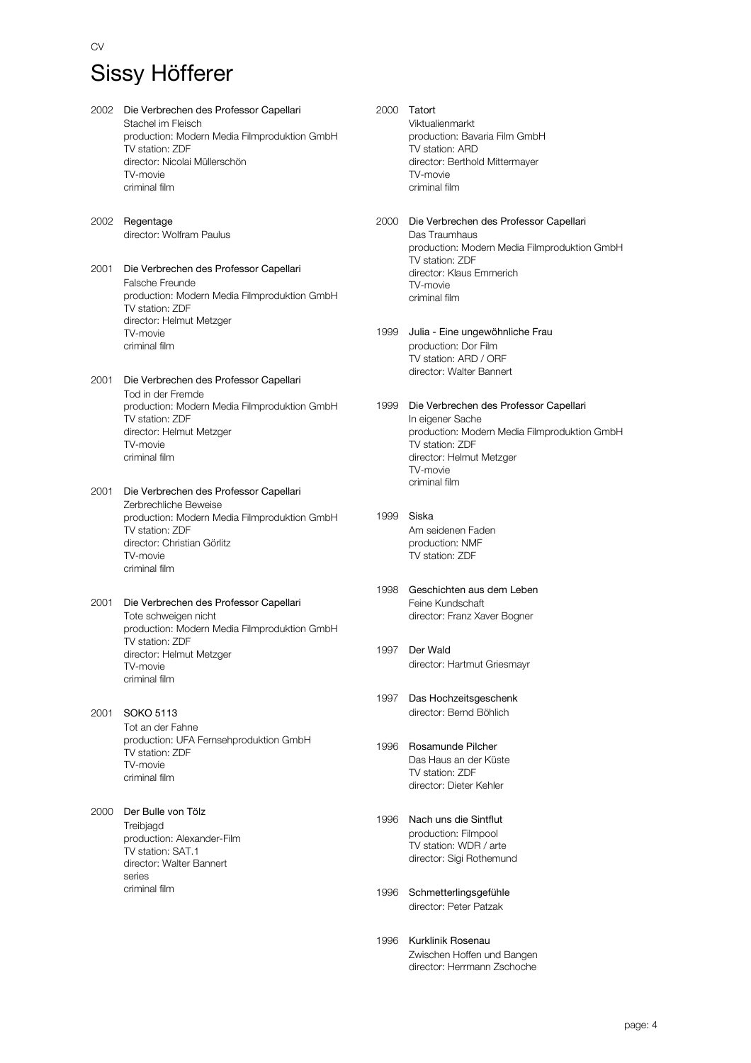CV

# Sissy Höfferer

2002 **Die Verbrechen des Professor Capellari**
Stachel im Fleisch
production: Modern Media Filmproduktion GmbH
TV station: ZDF
director: Nicolai Müllerschön
TV-movie
criminal film

2002 **Regentage**
director: Wolfram Paulus

2001 **Die Verbrechen des Professor Capellari**
Falsche Freunde
production: Modern Media Filmproduktion GmbH
TV station: ZDF
director: Helmut Metzger
TV-movie
criminal film

2001 **Die Verbrechen des Professor Capellari**
Tod in der Fremde
production: Modern Media Filmproduktion GmbH
TV station: ZDF
director: Helmut Metzger
TV-movie
criminal film

2001 **Die Verbrechen des Professor Capellari**
Zerbrechliche Beweise
production: Modern Media Filmproduktion GmbH
TV station: ZDF
director: Christian Görlitz
TV-movie
criminal film

2001 **Die Verbrechen des Professor Capellari**
Tote schweigen nicht
production: Modern Media Filmproduktion GmbH
TV station: ZDF
director: Helmut Metzger
TV-movie
criminal film

2001 **SOKO 5113**
Tot an der Fahne
production: UFA Fernsehproduktion GmbH
TV station: ZDF
TV-movie
criminal film

2000 **Der Bulle von Tölz**
Treibjagd
production: Alexander-Film
TV station: SAT.1
director: Walter Bannert
series
criminal film

2000 **Tatort**
Viktualienmarkt
production: Bavaria Film GmbH
TV station: ARD
director: Berthold Mittermayer
TV-movie
criminal film

2000 **Die Verbrechen des Professor Capellari**
Das Traumhaus
production: Modern Media Filmproduktion GmbH
TV station: ZDF
director: Klaus Emmerich
TV-movie
criminal film

1999 **Julia - Eine ungewöhnliche Frau**
production: Dor Film
TV station: ARD / ORF
director: Walter Bannert

1999 **Die Verbrechen des Professor Capellari**
In eigener Sache
production: Modern Media Filmproduktion GmbH
TV station: ZDF
director: Helmut Metzger
TV-movie
criminal film

1999 **Siska**
Am seidenen Faden
production: NMF
TV station: ZDF

1998 **Geschichten aus dem Leben**
Feine Kundschaft
director: Franz Xaver Bogner

1997 **Der Wald**
director: Hartmut Griesmayr

1997 **Das Hochzeitsgeschenk**
director: Bernd Böhlich

1996 **Rosamunde Pilcher**
Das Haus an der Küste
TV station: ZDF
director: Dieter Kehler

1996 **Nach uns die Sintflut**
production: Filmpool
TV station: WDR / arte
director: Sigi Rothemund

1996 **Schmetterlingsgefühle**
director: Peter Patzak

1996 **Kurklinik Rosenau**
Zwischen Hoffen und Bangen
director: Herrmann Zschoche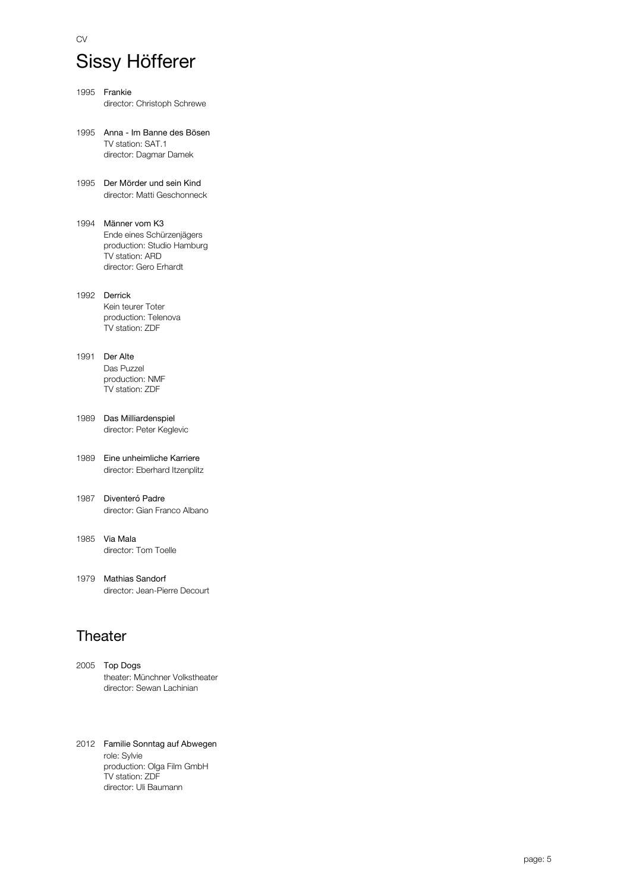CV

# Sissy Höfferer

1995 **Frankie**
director: Christoph Schrewe

1995 **Anna - Im Banne des Bösen**
TV station: SAT.1
director: Dagmar Damek

1995 **Der Mörder und sein Kind**
director: Matti Geschonneck

1994 **Männer vom K3**
Ende eines Schürzenjägers
production: Studio Hamburg
TV station: ARD
director: Gero Erhardt

1992 **Derrick**
Kein teurer Toter
production: Telenova
TV station: ZDF

1991 **Der Alte**
Das Puzzel
production: NMF
TV station: ZDF

1989 **Das Milliardenspiel**
director: Peter Keglevic

1989 **Eine unheimliche Karriere**
director: Eberhard Itzenplitz

1987 **Diventeró Padre**
director: Gian Franco Albano

1985 **Via Mala**
director: Tom Toelle

1979 **Mathias Sandorf**
director: Jean-Pierre Decourt

## Theater

2005 **Top Dogs**
theater: Münchner Volkstheater
director: Sewan Lachinian

2012 **Familie Sonntag auf Abwegen**
role: Sylvie
production: Olga Film GmbH
TV station: ZDF
director: Uli Baumann